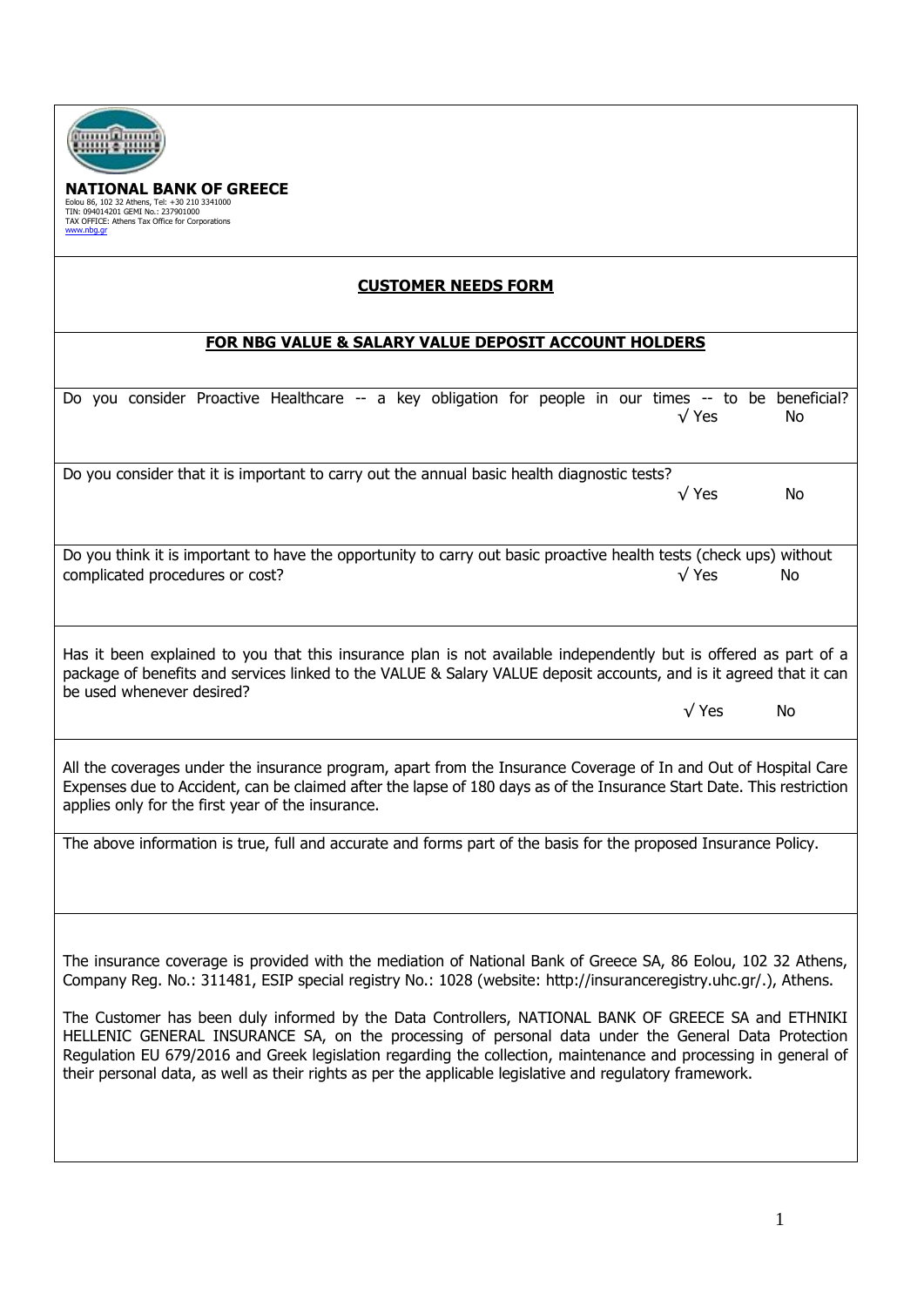**NATIONAL BANK OF GREECE**
Eolou 86, 102 32 Athens, Tel: +30 210 3341000
TIN: 094014201 GEMI No.: 237901000
TAX OFFICE: Athens Tax Office for Corporations
www.nbg.gr

## CUSTOMER NEEDS FORM

## FOR NBG VALUE & SALARY VALUE DEPOSIT ACCOUNT HOLDERS

Do you consider Proactive Healthcare -- a key obligation for people in our times -- to be beneficial?
√ Yes No

Do you consider that it is important to carry out the annual basic health diagnostic tests?
√ Yes No

Do you think it is important to have the opportunity to carry out basic proactive health tests (check ups) without complicated procedures or cost?
√ Yes No

Has it been explained to you that this insurance plan is not available independently but is offered as part of a package of benefits and services linked to the VALUE & Salary VALUE deposit accounts, and is it agreed that it can be used whenever desired?
√ Yes No

All the coverages under the insurance program, apart from the Insurance Coverage of In and Out of Hospital Care Expenses due to Accident, can be claimed after the lapse of 180 days as of the Insurance Start Date. This restriction applies only for the first year of the insurance.

The above information is true, full and accurate and forms part of the basis for the proposed Insurance Policy.

The insurance coverage is provided with the mediation of National Bank of Greece SA, 86 Eolou, 102 32 Athens, Company Reg. No.: 311481, ESIP special registry No.: 1028 (website: http://insuranceregistry.uhc.gr/.), Athens.

The Customer has been duly informed by the Data Controllers, NATIONAL BANK OF GREECE SA and ETHNIKI HELLENIC GENERAL INSURANCE SA, on the processing of personal data under the General Data Protection Regulation EU 679/2016 and Greek legislation regarding the collection, maintenance and processing in general of their personal data, as well as their rights as per the applicable legislative and regulatory framework.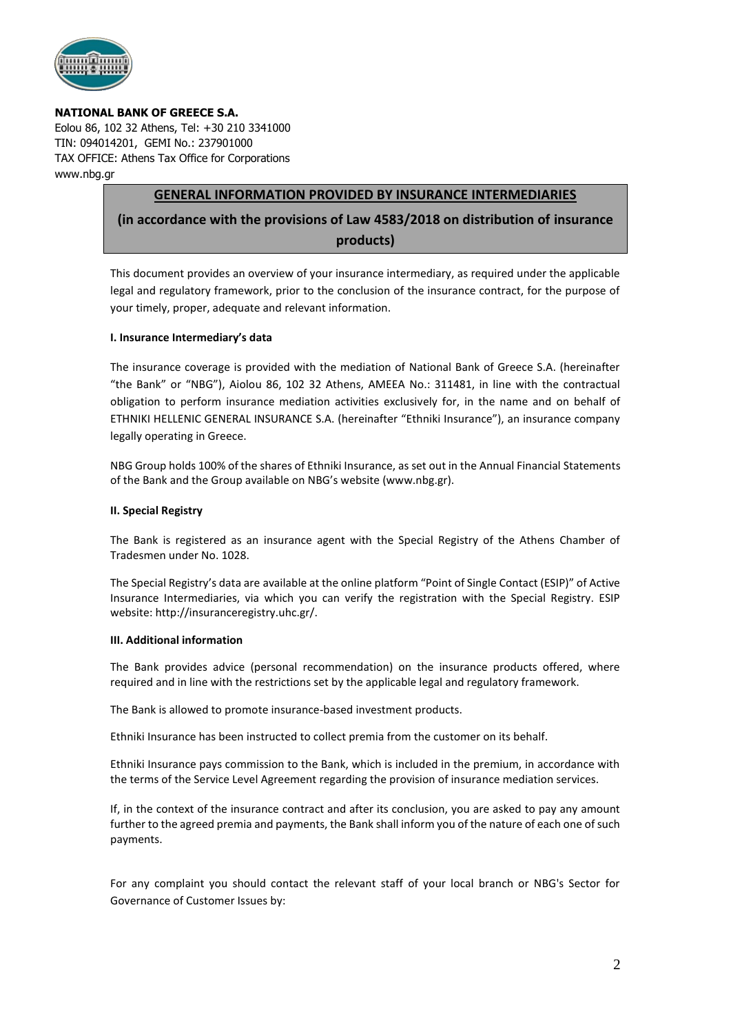**NATIONAL BANK OF GREECE S.A.**
Eolou 86, 102 32 Athens, Tel: +30 210 3341000
TIN: 094014201, GEMI No.: 237901000
TAX OFFICE: Athens Tax Office for Corporations
www.nbg.gr

## GENERAL INFORMATION PROVIDED BY INSURANCE INTERMEDIARIES

## (in accordance with the provisions of Law 4583/2018 on distribution of insurance products)

This document provides an overview of your insurance intermediary, as required under the applicable legal and regulatory framework, prior to the conclusion of the insurance contract, for the purpose of your timely, proper, adequate and relevant information.

**I. Insurance Intermediary's data**

The insurance coverage is provided with the mediation of National Bank of Greece S.A. (hereinafter "the Bank" or "NBG"), Aiolou 86, 102 32 Athens, AMEEA No.: 311481, in line with the contractual obligation to perform insurance mediation activities exclusively for, in the name and on behalf of ETHNIKI HELLENIC GENERAL INSURANCE S.A. (hereinafter "Ethniki Insurance"), an insurance company legally operating in Greece.

NBG Group holds 100% of the shares of Ethniki Insurance, as set out in the Annual Financial Statements of the Bank and the Group available on NBG's website (www.nbg.gr).

**II. Special Registry**

The Bank is registered as an insurance agent with the Special Registry of the Athens Chamber of Tradesmen under No. 1028.

The Special Registry's data are available at the online platform "Point of Single Contact (ESIP)" of Active Insurance Intermediaries, via which you can verify the registration with the Special Registry. ESIP website: http://insuranceregistry.uhc.gr/.

**III. Additional information**

The Bank provides advice (personal recommendation) on the insurance products offered, where required and in line with the restrictions set by the applicable legal and regulatory framework.

The Bank is allowed to promote insurance-based investment products.

Ethniki Insurance has been instructed to collect premia from the customer on its behalf.

Ethniki Insurance pays commission to the Bank, which is included in the premium, in accordance with the terms of the Service Level Agreement regarding the provision of insurance mediation services.

If, in the context of the insurance contract and after its conclusion, you are asked to pay any amount further to the agreed premia and payments, the Bank shall inform you of the nature of each one of such payments.

For any complaint you should contact the relevant staff of your local branch or NBG's Sector for Governance of Customer Issues by: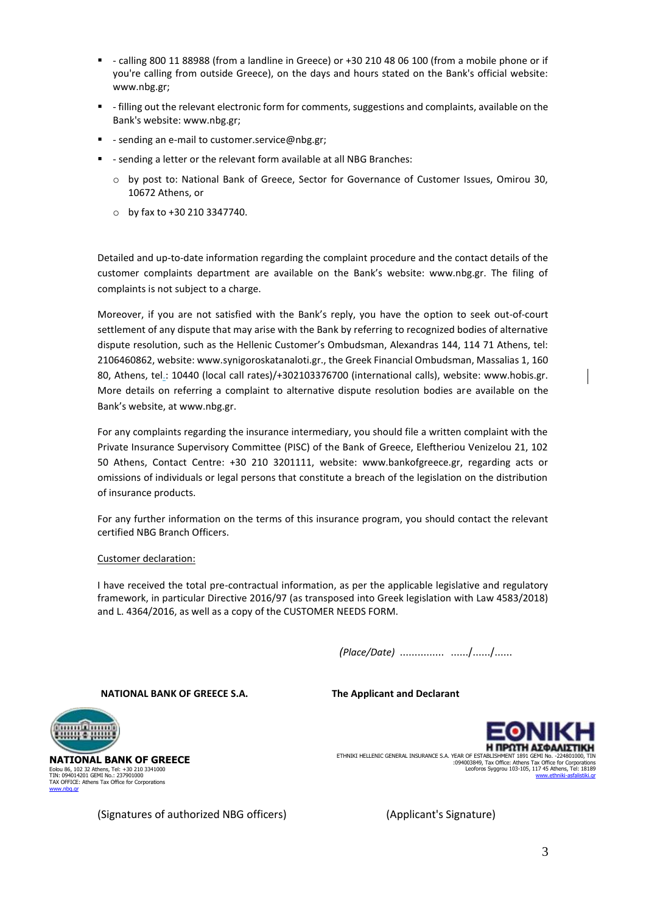- - calling 800 11 88988 (from a landline in Greece) or +30 210 48 06 100 (from a mobile phone or if you're calling from outside Greece), on the days and hours stated on the Bank's official website: www.nbg.gr;
- - filling out the relevant electronic form for comments, suggestions and complaints, available on the Bank's website: www.nbg.gr;
- - sending an e-mail to customer.service@nbg.gr;
- - sending a letter or the relevant form available at all NBG Branches:
  - by post to: National Bank of Greece, Sector for Governance of Customer Issues, Omirou 30, 10672 Athens, or
  - by fax to +30 210 3347740.

Detailed and up-to-date information regarding the complaint procedure and the contact details of the customer complaints department are available on the Bank's website: www.nbg.gr. The filing of complaints is not subject to a charge.

Moreover, if you are not satisfied with the Bank's reply, you have the option to seek out-of-court settlement of any dispute that may arise with the Bank by referring to recognized bodies of alternative dispute resolution, such as the Hellenic Customer's Ombudsman, Alexandras 144, 114 71 Athens, tel: 2106460862, website: www.synigoroskatanaloti.gr., the Greek Financial Ombudsman, Massalias 1, 160 80, Athens, tel.: 10440 (local call rates)/+302103376700 (international calls), website: www.hobis.gr. More details on referring a complaint to alternative dispute resolution bodies are available on the Bank's website, at www.nbg.gr.

For any complaints regarding the insurance intermediary, you should file a written complaint with the Private Insurance Supervisory Committee (PISC) of the Bank of Greece, Eleftheriou Venizelou 21, 102 50 Athens, Contact Centre: +30 210 3201111, website: www.bankofgreece.gr, regarding acts or omissions of individuals or legal persons that constitute a breach of the legislation on the distribution of insurance products.

For any further information on the terms of this insurance program, you should contact the relevant certified NBG Branch Officers.

Customer declaration:

I have received the total pre-contractual information, as per the applicable legislative and regulatory framework, in particular Directive 2016/97 (as transposed into Greek legislation with Law 4583/2018) and L. 4364/2016, as well as a copy of the CUSTOMER NEEDS FORM.

*(Place/Date)* ............... ....../....../......

**NATIONAL BANK OF GREECE S.A.** | **The Applicant and Declarant**

**NATIONAL BANK OF GREECE**
Eolou 86, 102 32 Athens, Tel: +30 210 3341000
TIN: 094014201 GEMI No.: 237901000
TAX OFFICE: Athens Tax Office for Corporations
www.nbg.gr

**ΕΘΝΙΚΗ**
**Η ΠΡΩΤΗ ΑΣΦΑΛΙΣΤΙΚΗ**
ETHNIKI HELLENIC GENERAL INSURANCE S.A. YEAR OF ESTABLISHMENT 1891 GEMI No. -224801000, TIN :094003849, Tax Office: Athens Tax Office for Corporations
Leoforos Syggrou 103-105, 117 45 Athens, Tel: 18189
www.ethniki-asfalistiki.gr

(Signatures of authorized NBG officers) | (Applicant's Signature)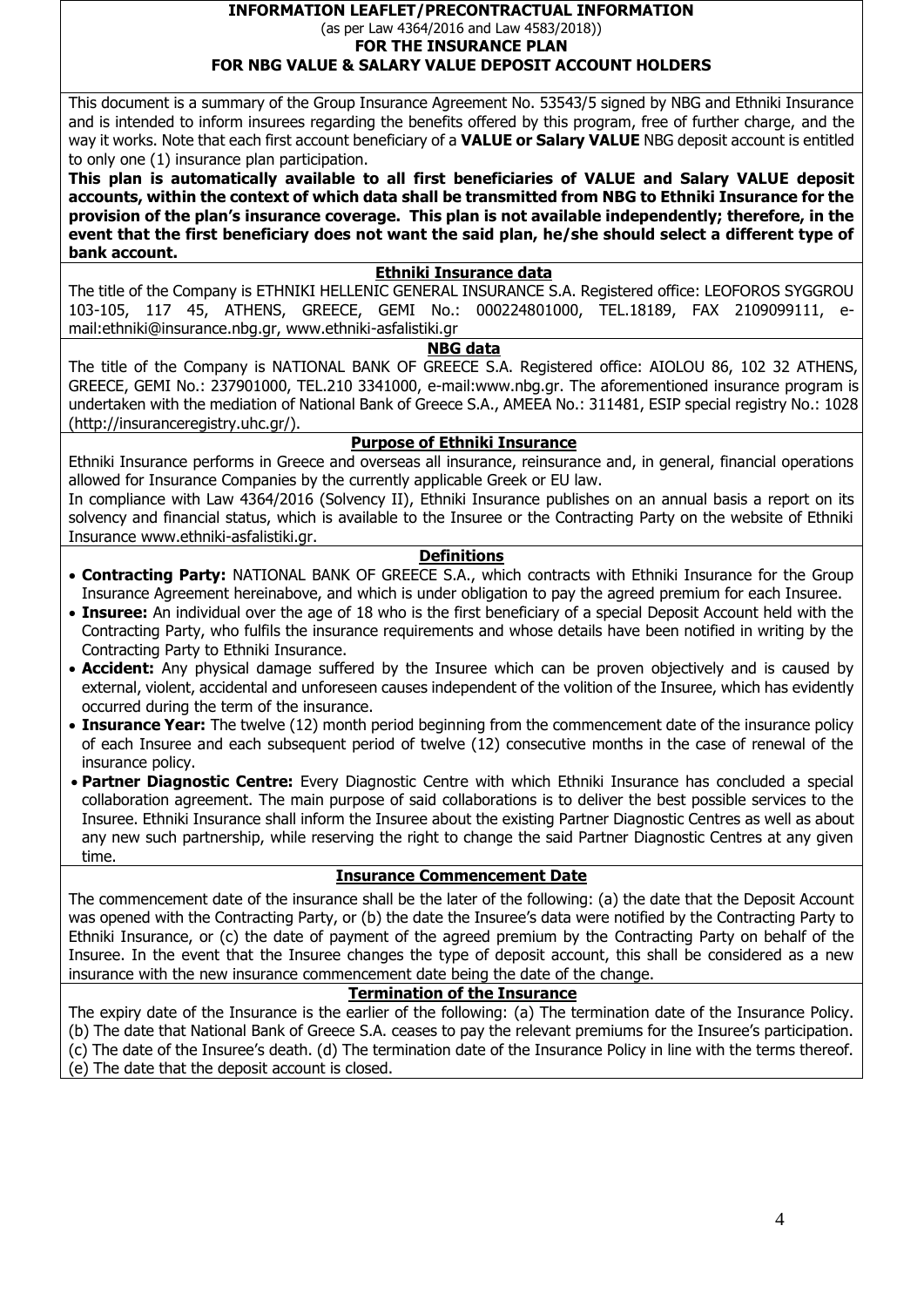**INFORMATION LEAFLET/PRECONTRACTUAL INFORMATION**
(as per Law 4364/2016 and Law 4583/2018))
**FOR THE INSURANCE PLAN**
**FOR NBG VALUE & SALARY VALUE DEPOSIT ACCOUNT HOLDERS**

This document is a summary of the Group Insurance Agreement No. 53543/5 signed by NBG and Ethniki Insurance and is intended to inform insurees regarding the benefits offered by this program, free of further charge, and the way it works. Note that each first account beneficiary of a **VALUE or Salary VALUE** NBG deposit account is entitled to only one (1) insurance plan participation.

**This plan is automatically available to all first beneficiaries of VALUE and Salary VALUE deposit accounts, within the context of which data shall be transmitted from NBG to Ethniki Insurance for the provision of the plan's insurance coverage. This plan is not available independently; therefore, in the event that the first beneficiary does not want the said plan, he/she should select a different type of bank account.**

## Ethniki Insurance data

The title of the Company is ETHNIKI HELLENIC GENERAL INSURANCE S.A. Registered office: LEOFOROS SYGGROU 103-105, 117 45, ATHENS, GREECE, GEMI No.: 000224801000, TEL.18189, FAX 2109099111, e-mail:ethniki@insurance.nbg.gr, www.ethniki-asfalistiki.gr

## NBG data

The title of the Company is NATIONAL BANK OF GREECE S.A. Registered office: AIOLOU 86, 102 32 ATHENS, GREECE, GEMI No.: 237901000, TEL.210 3341000, e-mail:www.nbg.gr. The aforementioned insurance program is undertaken with the mediation of National Bank of Greece S.A., AMEEA No.: 311481, ESIP special registry No.: 1028 (http://insuranceregistry.uhc.gr/).

## Purpose of Ethniki Insurance

Ethniki Insurance performs in Greece and overseas all insurance, reinsurance and, in general, financial operations allowed for Insurance Companies by the currently applicable Greek or EU law.

In compliance with Law 4364/2016 (Solvency II), Ethniki Insurance publishes on an annual basis a report on its solvency and financial status, which is available to the Insuree or the Contracting Party on the website of Ethniki Insurance www.ethniki-asfalistiki.gr.

## Definitions

- **Contracting Party:** NATIONAL BANK OF GREECE S.A., which contracts with Ethniki Insurance for the Group Insurance Agreement hereinabove, and which is under obligation to pay the agreed premium for each Insuree.
- **Insuree:** An individual over the age of 18 who is the first beneficiary of a special Deposit Account held with the Contracting Party, who fulfils the insurance requirements and whose details have been notified in writing by the Contracting Party to Ethniki Insurance.
- **Accident:** Any physical damage suffered by the Insuree which can be proven objectively and is caused by external, violent, accidental and unforeseen causes independent of the volition of the Insuree, which has evidently occurred during the term of the insurance.
- **Insurance Year:** The twelve (12) month period beginning from the commencement date of the insurance policy of each Insuree and each subsequent period of twelve (12) consecutive months in the case of renewal of the insurance policy.
- **Partner Diagnostic Centre:** Every Diagnostic Centre with which Ethniki Insurance has concluded a special collaboration agreement. The main purpose of said collaborations is to deliver the best possible services to the Insuree. Ethniki Insurance shall inform the Insuree about the existing Partner Diagnostic Centres as well as about any new such partnership, while reserving the right to change the said Partner Diagnostic Centres at any given time.

## Insurance Commencement Date

The commencement date of the insurance shall be the later of the following: (a) the date that the Deposit Account was opened with the Contracting Party, or (b) the date the Insuree's data were notified by the Contracting Party to Ethniki Insurance, or (c) the date of payment of the agreed premium by the Contracting Party on behalf of the Insuree. In the event that the Insuree changes the type of deposit account, this shall be considered as a new insurance with the new insurance commencement date being the date of the change.

## Termination of the Insurance

The expiry date of the Insurance is the earlier of the following: (a) The termination date of the Insurance Policy. (b) The date that National Bank of Greece S.A. ceases to pay the relevant premiums for the Insuree's participation. (c) The date of the Insuree's death. (d) The termination date of the Insurance Policy in line with the terms thereof. (e) The date that the deposit account is closed.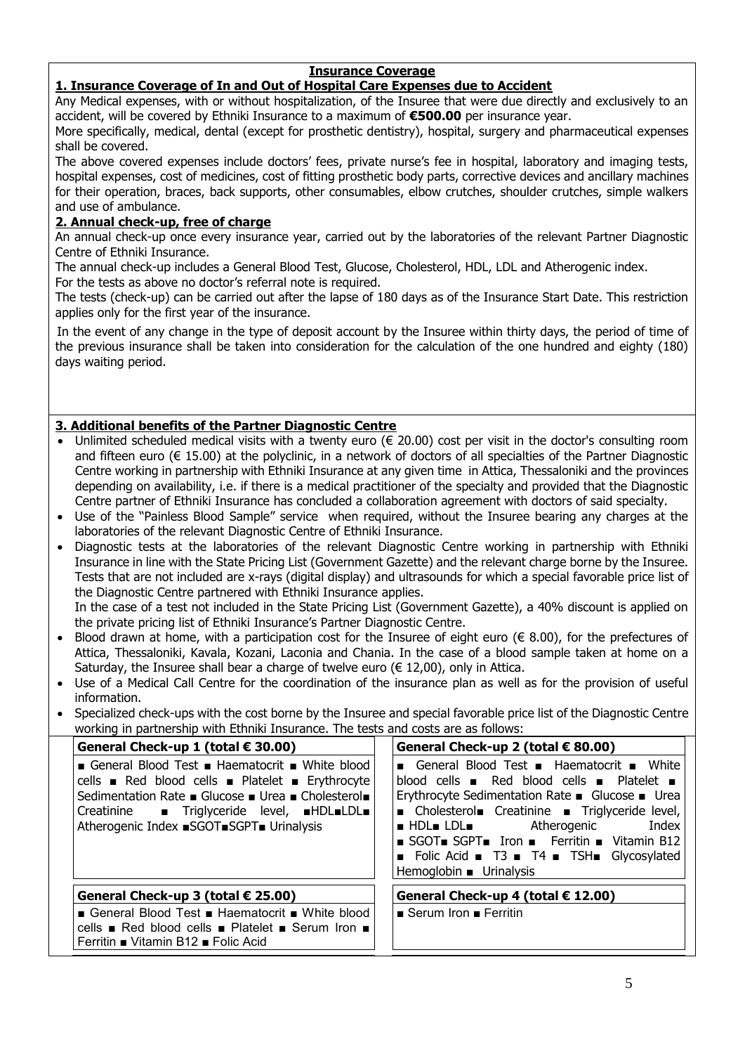## Insurance Coverage

### 1. Insurance Coverage of In and Out of Hospital Care Expenses due to Accident

Any Medical expenses, with or without hospitalization, of the Insuree that were due directly and exclusively to an accident, will be covered by Ethniki Insurance to a maximum of **€500.00** per insurance year.

More specifically, medical, dental (except for prosthetic dentistry), hospital, surgery and pharmaceutical expenses shall be covered.

The above covered expenses include doctors' fees, private nurse's fee in hospital, laboratory and imaging tests, hospital expenses, cost of medicines, cost of fitting prosthetic body parts, corrective devices and ancillary machines for their operation, braces, back supports, other consumables, elbow crutches, shoulder crutches, simple walkers and use of ambulance.

### 2. Annual check-up, free of charge

An annual check-up once every insurance year, carried out by the laboratories of the relevant Partner Diagnostic Centre of Ethniki Insurance.

The annual check-up includes a General Blood Test, Glucose, Cholesterol, HDL, LDL and Atherogenic index.

For the tests as above no doctor's referral note is required.

The tests (check-up) can be carried out after the lapse of 180 days as of the Insurance Start Date. This restriction applies only for the first year of the insurance.

In the event of any change in the type of deposit account by the Insuree within thirty days, the period of time of the previous insurance shall be taken into consideration for the calculation of the one hundred and eighty (180) days waiting period.

### 3. Additional benefits of the Partner Diagnostic Centre

- Unlimited scheduled medical visits with a twenty euro (€ 20.00) cost per visit in the doctor's consulting room and fifteen euro (€ 15.00) at the polyclinic, in a network of doctors of all specialties of the Partner Diagnostic Centre working in partnership with Ethniki Insurance at any given time in Attica, Thessaloniki and the provinces depending on availability, i.e. if there is a medical practitioner of the specialty and provided that the Diagnostic Centre partner of Ethniki Insurance has concluded a collaboration agreement with doctors of said specialty.
- Use of the "Painless Blood Sample" service when required, without the Insuree bearing any charges at the laboratories of the relevant Diagnostic Centre of Ethniki Insurance.
- Diagnostic tests at the laboratories of the relevant Diagnostic Centre working in partnership with Ethniki Insurance in line with the State Pricing List (Government Gazette) and the relevant charge borne by the Insuree. Tests that are not included are x-rays (digital display) and ultrasounds for which a special favorable price list of the Diagnostic Centre partnered with Ethniki Insurance applies.
  In the case of a test not included in the State Pricing List (Government Gazette), a 40% discount is applied on the private pricing list of Ethniki Insurance's Partner Diagnostic Centre.
- Blood drawn at home, with a participation cost for the Insuree of eight euro (€ 8.00), for the prefectures of Attica, Thessaloniki, Kavala, Kozani, Laconia and Chania. In the case of a blood sample taken at home on a Saturday, the Insuree shall bear a charge of twelve euro (€ 12,00), only in Attica.
- Use of a Medical Call Centre for the coordination of the insurance plan as well as for the provision of useful information.
- Specialized check-ups with the cost borne by the Insuree and special favorable price list of the Diagnostic Centre working in partnership with Ethniki Insurance. The tests and costs are as follows:

| General Check-up 1 (total € 30.00) | General Check-up 2 (total € 80.00) |
|---|---|
| ■ General Blood Test ■ Haematocrit ■ White blood cells ■ Red blood cells ■ Platelet ■ Erythrocyte Sedimentation Rate ■ Glucose ■ Urea ■ Cholesterol■ Creatinine ■ Triglyceride level, ■HDL■LDL■ Atherogenic Index ■SGOT■SGPT■ Urinalysis | ■ General Blood Test ■ Haematocrit ■ White blood cells ■ Red blood cells ■ Platelet ■ Erythrocyte Sedimentation Rate ■ Glucose ■ Urea ■ Cholesterol■ Creatinine ■ Triglyceride level, ■ HDL■ LDL■ Atherogenic Index ■ SGOT■ SGPT■ Iron ■ Ferritin ■ Vitamin B12 ■ Folic Acid ■ T3 ■ T4 ■ TSH■ Glycosylated Hemoglobin ■ Urinalysis |
| **General Check-up 3 (total € 25.00)** | **General Check-up 4 (total € 12.00)** |
| ■ General Blood Test ■ Haematocrit ■ White blood cells ■ Red blood cells ■ Platelet ■ Serum Iron ■ Ferritin ■ Vitamin B12 ■ Folic Acid | ■ Serum Iron ■ Ferritin |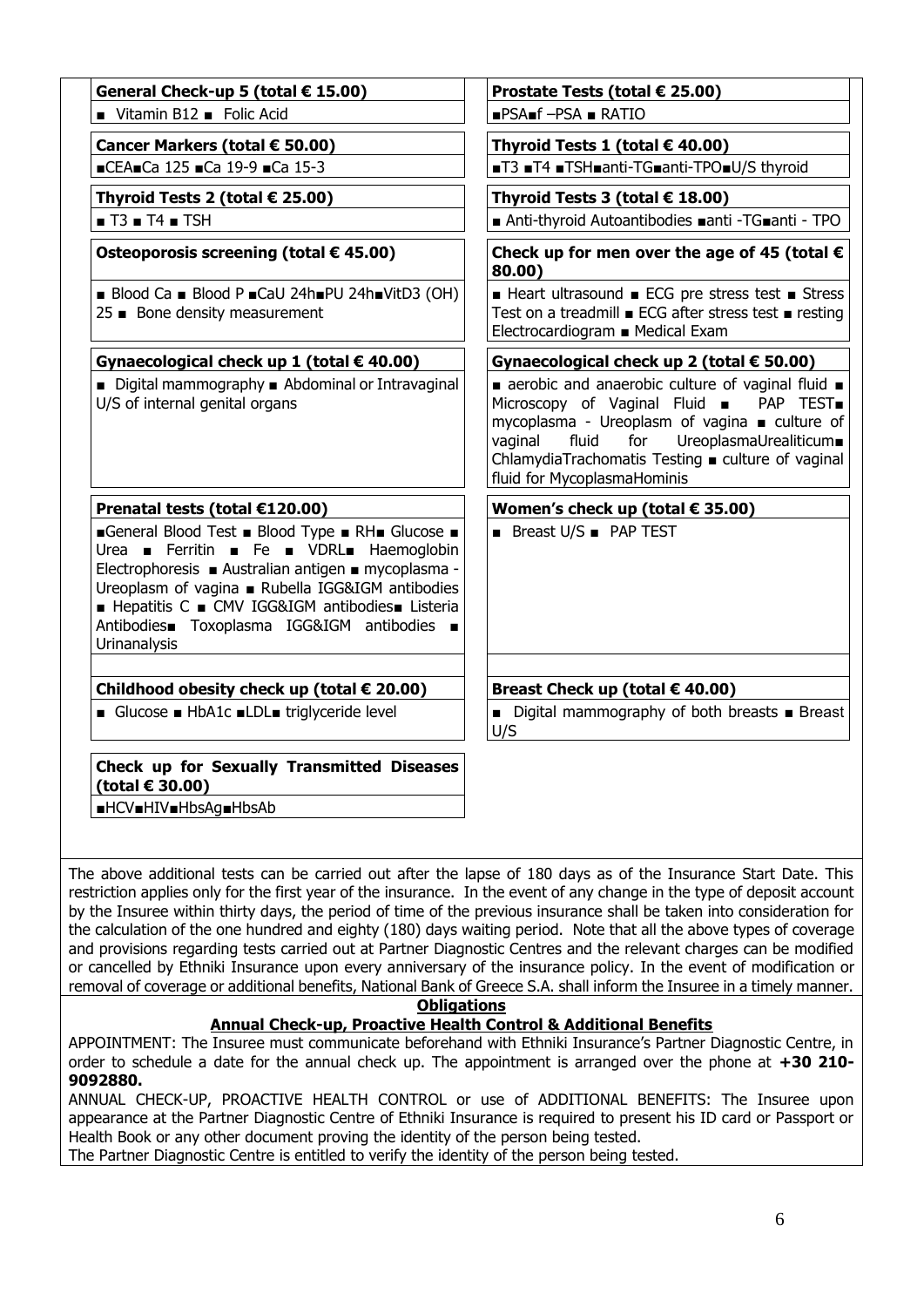| General Check-up 5 (total € 15.00) | Prostate Tests (total € 25.00) |
| --- | --- |
| ■ Vitamin B12 ■ Folic Acid | ■PSA■f –PSA ■ RATIO |

| Cancer Markers (total € 50.00) | Thyroid Tests 1 (total € 40.00) |
| --- | --- |
| ■CEA■Ca 125 ■Ca 19-9 ■Ca 15-3 | ■T3 ■T4 ■TSH■anti-TG■anti-TPO■U/S thyroid |

| Thyroid Tests 2 (total € 25.00) | Thyroid Tests 3 (total € 18.00) |
| --- | --- |
| ■ T3 ■ T4 ■ TSH | ■ Anti-thyroid Autoantibodies ■anti -TG■anti - TPO |

| Osteoporosis screening (total € 45.00) | Check up for men over the age of 45 (total € 80.00) |
| --- | --- |
| ■ Blood Ca ■ Blood P ■CaU 24h■PU 24h■VitD3 (OH) 25 ■ Bone density measurement | ■ Heart ultrasound ■ ECG pre stress test ■ Stress Test on a treadmill ■ ECG after stress test ■ resting Electrocardiogram ■ Medical Exam |

| Gynaecological check up 1 (total € 40.00) | Gynaecological check up 2 (total € 50.00) |
| --- | --- |
| ■ Digital mammography ■ Abdominal or Intravaginal U/S of internal genital organs | ■ aerobic and anaerobic culture of vaginal fluid ■ Microscopy of Vaginal Fluid ■ PAP TEST■ mycoplasma - Ureoplasm of vagina ■ culture of vaginal fluid for UreoplasmaUrealiticum■ ChlamydiaTrachomatis Testing ■ culture of vaginal fluid for MycoplasmaHominis |

| Prenatal tests (total €120.00) | Women's check up (total € 35.00) |
| --- | --- |
| ■General Blood Test ■ Blood Type ■ RH■ Glucose ■ Urea ■ Ferritin ■ Fe ■ VDRL■ Haemoglobin Electrophoresis ■ Australian antigen ■ mycoplasma - Ureoplasm of vagina ■ Rubella IGG&IGM antibodies ■ Hepatitis C ■ CMV IGG&IGM antibodies■ Listeria Antibodies■ Toxoplasma IGG&IGM antibodies ■ Urinanalysis | ■ Breast U/S ■ PAP TEST |

| Childhood obesity check up (total € 20.00) | Breast Check up (total € 40.00) |
| --- | --- |
| ■ Glucose ■ HbA1c ■LDL■ triglyceride level | ■ Digital mammography of both breasts ■ Breast U/S |

| Check up for Sexually Transmitted Diseases (total € 30.00) |
| --- |
| ■HCV■HIV■HbsAg■HbsAb |

The above additional tests can be carried out after the lapse of 180 days as of the Insurance Start Date. This restriction applies only for the first year of the insurance. In the event of any change in the type of deposit account by the Insuree within thirty days, the period of time of the previous insurance shall be taken into consideration for the calculation of the one hundred and eighty (180) days waiting period. Note that all the above types of coverage and provisions regarding tests carried out at Partner Diagnostic Centres and the relevant charges can be modified or cancelled by Ethniki Insurance upon every anniversary of the insurance policy. In the event of modification or removal of coverage or additional benefits, National Bank of Greece S.A. shall inform the Insuree in a timely manner.

## Obligations

### Annual Check-up, Proactive Health Control & Additional Benefits

APPOINTMENT: The Insuree must communicate beforehand with Ethniki Insurance's Partner Diagnostic Centre, in order to schedule a date for the annual check up. The appointment is arranged over the phone at **+30 210-9092880.**

ANNUAL CHECK-UP, PROACTIVE HEALTH CONTROL or use of ADDITIONAL BENEFITS: The Insuree upon appearance at the Partner Diagnostic Centre of Ethniki Insurance is required to present his ID card or Passport or Health Book or any other document proving the identity of the person being tested.

The Partner Diagnostic Centre is entitled to verify the identity of the person being tested.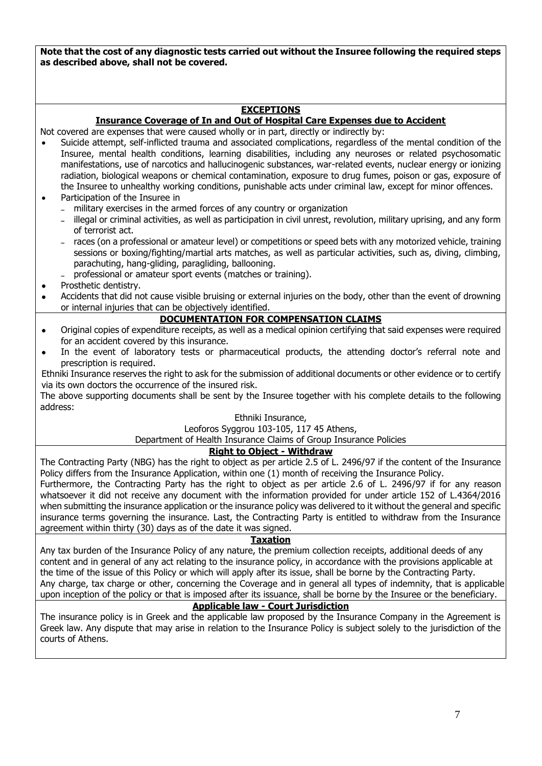**Note that the cost of any diagnostic tests carried out without the Insuree following the required steps as described above, shall not be covered.**

## EXCEPTIONS

### Insurance Coverage of In and Out of Hospital Care Expenses due to Accident

Not covered are expenses that were caused wholly or in part, directly or indirectly by:

- Suicide attempt, self-inflicted trauma and associated complications, regardless of the mental condition of the Insuree, mental health conditions, learning disabilities, including any neuroses or related psychosomatic manifestations, use of narcotics and hallucinogenic substances, war-related events, nuclear energy or ionizing radiation, biological weapons or chemical contamination, exposure to drug fumes, poison or gas, exposure of the Insuree to unhealthy working conditions, punishable acts under criminal law, except for minor offences.
- Participation of the Insuree in
  - military exercises in the armed forces of any country or organization
  - illegal or criminal activities, as well as participation in civil unrest, revolution, military uprising, and any form of terrorist act.
  - races (on a professional or amateur level) or competitions or speed bets with any motorized vehicle, training sessions or boxing/fighting/martial arts matches, as well as particular activities, such as, diving, climbing, parachuting, hang-gliding, paragliding, ballooning.
  - professional or amateur sport events (matches or training).
- Prosthetic dentistry.
- Accidents that did not cause visible bruising or external injuries on the body, other than the event of drowning or internal injuries that can be objectively identified.

## DOCUMENTATION FOR COMPENSATION CLAIMS

- Original copies of expenditure receipts, as well as a medical opinion certifying that said expenses were required for an accident covered by this insurance.
- In the event of laboratory tests or pharmaceutical products, the attending doctor's referral note and prescription is required.

Ethniki Insurance reserves the right to ask for the submission of additional documents or other evidence or to certify via its own doctors the occurrence of the insured risk.

The above supporting documents shall be sent by the Insuree together with his complete details to the following address:

Ethniki Insurance,
Leoforos Syggrou 103-105, 117 45 Athens,
Department of Health Insurance Claims of Group Insurance Policies

## Right to Object - Withdraw

The Contracting Party (NBG) has the right to object as per article 2.5 of L. 2496/97 if the content of the Insurance Policy differs from the Insurance Application, within one (1) month of receiving the Insurance Policy.

Furthermore, the Contracting Party has the right to object as per article 2.6 of L. 2496/97 if for any reason whatsoever it did not receive any document with the information provided for under article 152 of L.4364/2016 when submitting the insurance application or the insurance policy was delivered to it without the general and specific insurance terms governing the insurance. Last, the Contracting Party is entitled to withdraw from the Insurance agreement within thirty (30) days as of the date it was signed.

## Taxation

Any tax burden of the Insurance Policy of any nature, the premium collection receipts, additional deeds of any content and in general of any act relating to the insurance policy, in accordance with the provisions applicable at the time of the issue of this Policy or which will apply after its issue, shall be borne by the Contracting Party.

Any charge, tax charge or other, concerning the Coverage and in general all types of indemnity, that is applicable upon inception of the policy or that is imposed after its issuance, shall be borne by the Insuree or the beneficiary.

## Applicable law - Court Jurisdiction

The insurance policy is in Greek and the applicable law proposed by the Insurance Company in the Agreement is Greek law. Any dispute that may arise in relation to the Insurance Policy is subject solely to the jurisdiction of the courts of Athens.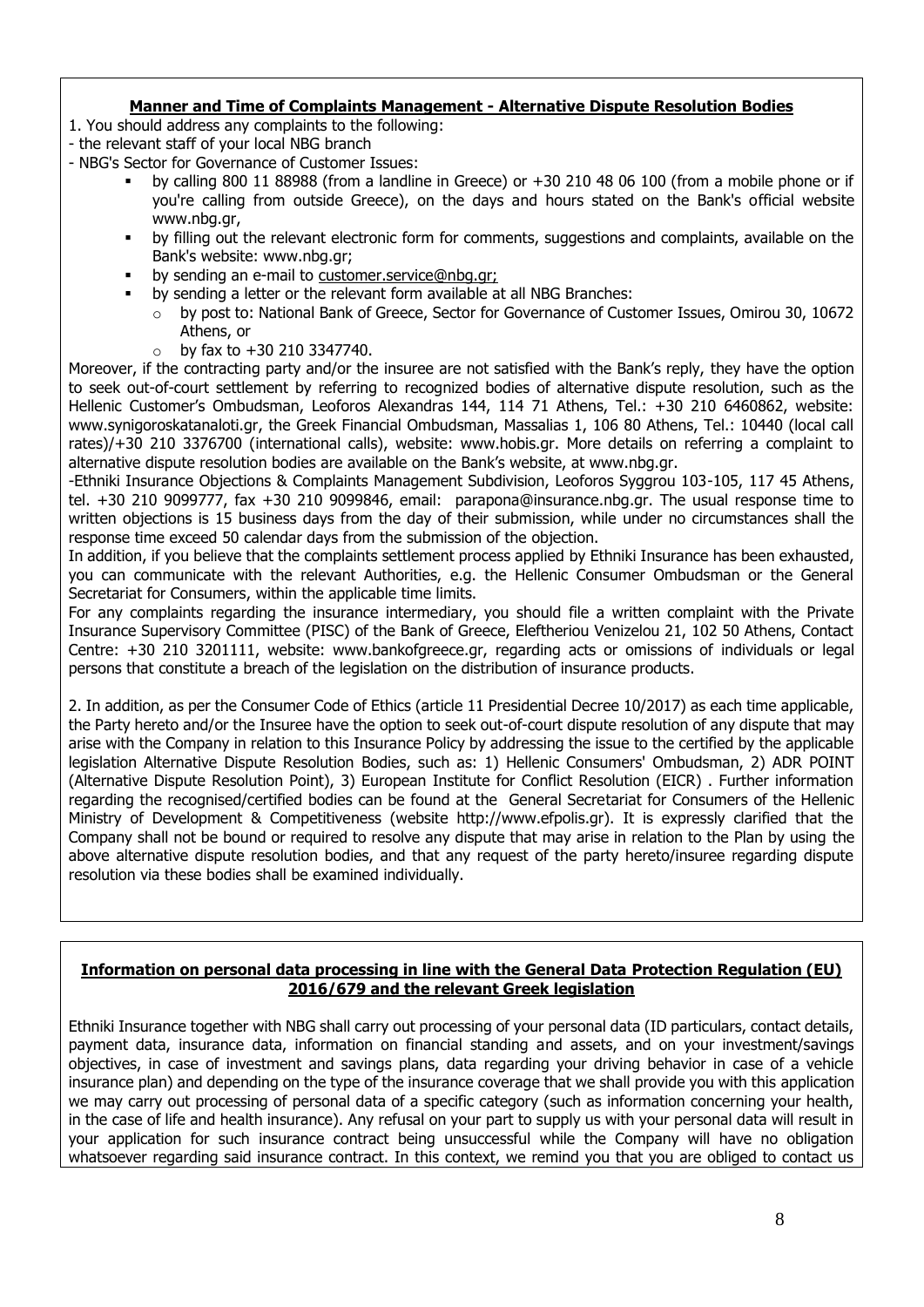## Manner and Time of Complaints Management - Alternative Dispute Resolution Bodies

1. You should address any complaints to the following:

- the relevant staff of your local NBG branch
- NBG's Sector for Governance of Customer Issues:
  - by calling 800 11 88988 (from a landline in Greece) or +30 210 48 06 100 (from a mobile phone or if you're calling from outside Greece), on the days and hours stated on the Bank's official website www.nbg.gr,
  - by filling out the relevant electronic form for comments, suggestions and complaints, available on the Bank's website: www.nbg.gr;
  - by sending an e-mail to customer.service@nbg.gr;
  - by sending a letter or the relevant form available at all NBG Branches:
    - by post to: National Bank of Greece, Sector for Governance of Customer Issues, Omirou 30, 10672 Athens, or
    - by fax to +30 210 3347740.

Moreover, if the contracting party and/or the insuree are not satisfied with the Bank's reply, they have the option to seek out-of-court settlement by referring to recognized bodies of alternative dispute resolution, such as the Hellenic Customer's Ombudsman, Leoforos Alexandras 144, 114 71 Athens, Tel.: +30 210 6460862, website: www.synigoroskatanaloti.gr, the Greek Financial Ombudsman, Massalias 1, 106 80 Athens, Tel.: 10440 (local call rates)/+30 210 3376700 (international calls), website: www.hobis.gr. More details on referring a complaint to alternative dispute resolution bodies are available on the Bank's website, at www.nbg.gr.

-Ethniki Insurance Objections & Complaints Management Subdivision, Leoforos Syggrou 103-105, 117 45 Athens, tel. +30 210 9099777, fax +30 210 9099846, email: parapona@insurance.nbg.gr. The usual response time to written objections is 15 business days from the day of their submission, while under no circumstances shall the response time exceed 50 calendar days from the submission of the objection.

In addition, if you believe that the complaints settlement process applied by Ethniki Insurance has been exhausted, you can communicate with the relevant Authorities, e.g. the Hellenic Consumer Ombudsman or the General Secretariat for Consumers, within the applicable time limits.

For any complaints regarding the insurance intermediary, you should file a written complaint with the Private Insurance Supervisory Committee (PISC) of the Bank of Greece, Eleftheriou Venizelou 21, 102 50 Athens, Contact Centre: +30 210 3201111, website: www.bankofgreece.gr, regarding acts or omissions of individuals or legal persons that constitute a breach of the legislation on the distribution of insurance products.

2. In addition, as per the Consumer Code of Ethics (article 11 Presidential Decree 10/2017) as each time applicable, the Party hereto and/or the Insuree have the option to seek out-of-court dispute resolution of any dispute that may arise with the Company in relation to this Insurance Policy by addressing the issue to the certified by the applicable legislation Alternative Dispute Resolution Bodies, such as: 1) Hellenic Consumers' Ombudsman, 2) ADR POINT (Alternative Dispute Resolution Point), 3) European Institute for Conflict Resolution (EICR) . Further information regarding the recognised/certified bodies can be found at the General Secretariat for Consumers of the Hellenic Ministry of Development & Competitiveness (website http://www.efpolis.gr). It is expressly clarified that the Company shall not be bound or required to resolve any dispute that may arise in relation to the Plan by using the above alternative dispute resolution bodies, and that any request of the party hereto/insuree regarding dispute resolution via these bodies shall be examined individually.

## Information on personal data processing in line with the General Data Protection Regulation (EU) 2016/679 and the relevant Greek legislation

Ethniki Insurance together with NBG shall carry out processing of your personal data (ID particulars, contact details, payment data, insurance data, information on financial standing and assets, and on your investment/savings objectives, in case of investment and savings plans, data regarding your driving behavior in case of a vehicle insurance plan) and depending on the type of the insurance coverage that we shall provide you with this application we may carry out processing of personal data of a specific category (such as information concerning your health, in the case of life and health insurance). Any refusal on your part to supply us with your personal data will result in your application for such insurance contract being unsuccessful while the Company will have no obligation whatsoever regarding said insurance contract. In this context, we remind you that you are obliged to contact us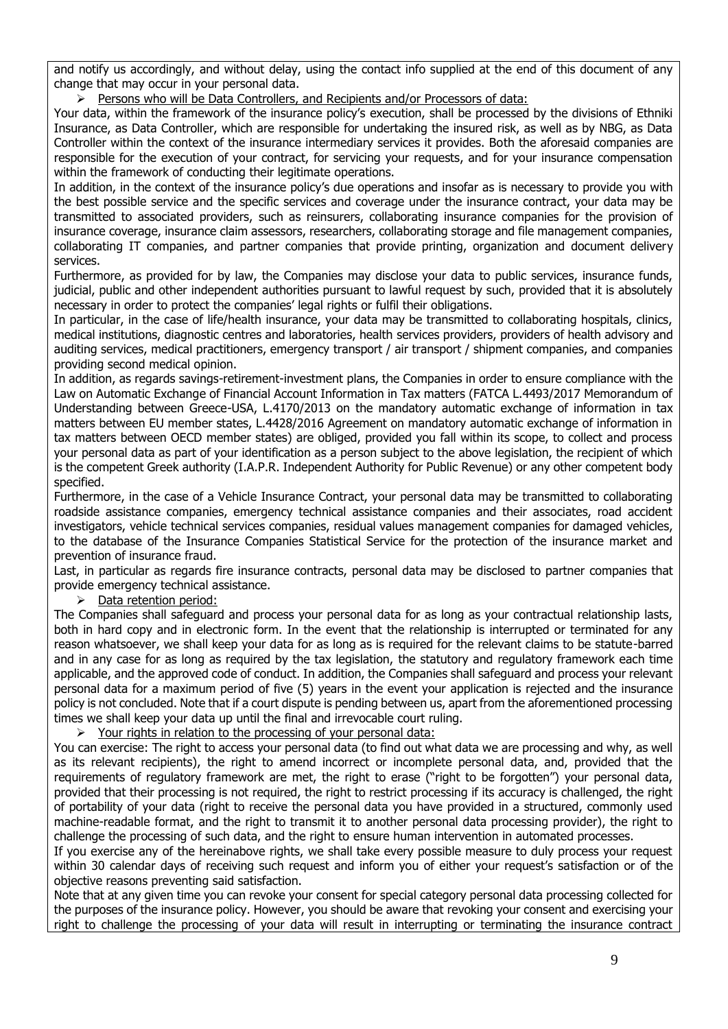and notify us accordingly, and without delay, using the contact info supplied at the end of this document of any change that may occur in your personal data.

- Persons who will be Data Controllers, and Recipients and/or Processors of data:

Your data, within the framework of the insurance policy's execution, shall be processed by the divisions of Ethniki Insurance, as Data Controller, which are responsible for undertaking the insured risk, as well as by NBG, as Data Controller within the context of the insurance intermediary services it provides. Both the aforesaid companies are responsible for the execution of your contract, for servicing your requests, and for your insurance compensation within the framework of conducting their legitimate operations.

In addition, in the context of the insurance policy's due operations and insofar as is necessary to provide you with the best possible service and the specific services and coverage under the insurance contract, your data may be transmitted to associated providers, such as reinsurers, collaborating insurance companies for the provision of insurance coverage, insurance claim assessors, researchers, collaborating storage and file management companies, collaborating IT companies, and partner companies that provide printing, organization and document delivery services.

Furthermore, as provided for by law, the Companies may disclose your data to public services, insurance funds, judicial, public and other independent authorities pursuant to lawful request by such, provided that it is absolutely necessary in order to protect the companies' legal rights or fulfil their obligations.

In particular, in the case of life/health insurance, your data may be transmitted to collaborating hospitals, clinics, medical institutions, diagnostic centres and laboratories, health services providers, providers of health advisory and auditing services, medical practitioners, emergency transport / air transport / shipment companies, and companies providing second medical opinion.

In addition, as regards savings-retirement-investment plans, the Companies in order to ensure compliance with the Law on Automatic Exchange of Financial Account Information in Tax matters (FATCA L.4493/2017 Memorandum of Understanding between Greece-USA, L.4170/2013 on the mandatory automatic exchange of information in tax matters between EU member states, L.4428/2016 Agreement on mandatory automatic exchange of information in tax matters between OECD member states) are obliged, provided you fall within its scope, to collect and process your personal data as part of your identification as a person subject to the above legislation, the recipient of which is the competent Greek authority (I.A.P.R. Independent Authority for Public Revenue) or any other competent body specified.

Furthermore, in the case of a Vehicle Insurance Contract, your personal data may be transmitted to collaborating roadside assistance companies, emergency technical assistance companies and their associates, road accident investigators, vehicle technical services companies, residual values management companies for damaged vehicles, to the database of the Insurance Companies Statistical Service for the protection of the insurance market and prevention of insurance fraud.

Last, in particular as regards fire insurance contracts, personal data may be disclosed to partner companies that provide emergency technical assistance.

- Data retention period:

The Companies shall safeguard and process your personal data for as long as your contractual relationship lasts, both in hard copy and in electronic form. In the event that the relationship is interrupted or terminated for any reason whatsoever, we shall keep your data for as long as is required for the relevant claims to be statute-barred and in any case for as long as required by the tax legislation, the statutory and regulatory framework each time applicable, and the approved code of conduct. In addition, the Companies shall safeguard and process your relevant personal data for a maximum period of five (5) years in the event your application is rejected and the insurance policy is not concluded. Note that if a court dispute is pending between us, apart from the aforementioned processing times we shall keep your data up until the final and irrevocable court ruling.

- Your rights in relation to the processing of your personal data:

You can exercise: The right to access your personal data (to find out what data we are processing and why, as well as its relevant recipients), the right to amend incorrect or incomplete personal data, and, provided that the requirements of regulatory framework are met, the right to erase ("right to be forgotten") your personal data, provided that their processing is not required, the right to restrict processing if its accuracy is challenged, the right of portability of your data (right to receive the personal data you have provided in a structured, commonly used machine-readable format, and the right to transmit it to another personal data processing provider), the right to challenge the processing of such data, and the right to ensure human intervention in automated processes.

If you exercise any of the hereinabove rights, we shall take every possible measure to duly process your request within 30 calendar days of receiving such request and inform you of either your request's satisfaction or of the objective reasons preventing said satisfaction.

Note that at any given time you can revoke your consent for special category personal data processing collected for the purposes of the insurance policy. However, you should be aware that revoking your consent and exercising your right to challenge the processing of your data will result in interrupting or terminating the insurance contract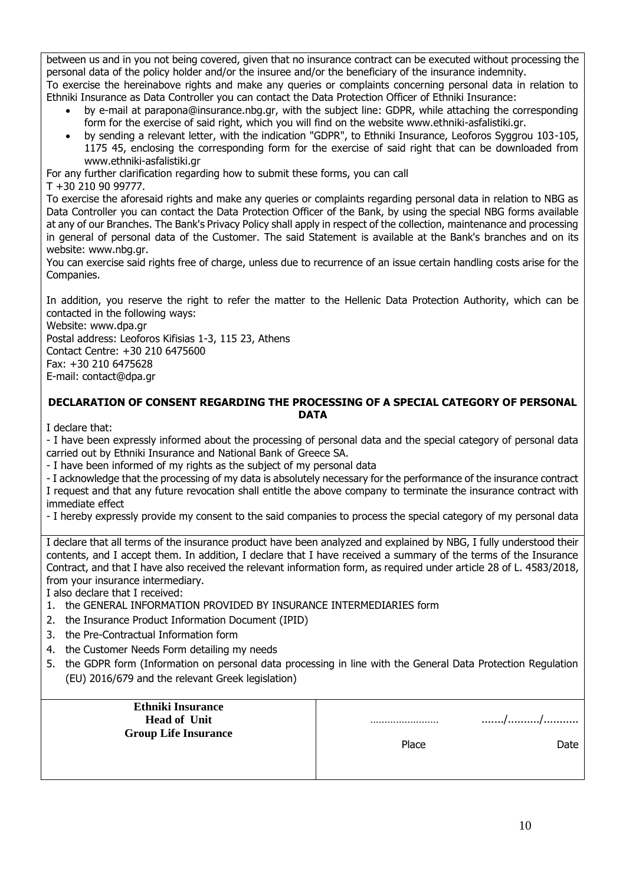between us and in you not being covered, given that no insurance contract can be executed without processing the personal data of the policy holder and/or the insuree and/or the beneficiary of the insurance indemnity.

To exercise the hereinabove rights and make any queries or complaints concerning personal data in relation to Ethniki Insurance as Data Controller you can contact the Data Protection Officer of Ethniki Insurance:

- by e-mail at parapona@insurance.nbg.gr, with the subject line: GDPR, while attaching the corresponding form for the exercise of said right, which you will find on the website www.ethniki-asfalistiki.gr.
- by sending a relevant letter, with the indication "GDPR", to Ethniki Insurance, Leoforos Syggrou 103-105, 1175 45, enclosing the corresponding form for the exercise of said right that can be downloaded from www.ethniki-asfalistiki.gr

For any further clarification regarding how to submit these forms, you can call
T +30 210 90 99777.

To exercise the aforesaid rights and make any queries or complaints regarding personal data in relation to NBG as Data Controller you can contact the Data Protection Officer of the Bank, by using the special NBG forms available at any of our Branches. The Bank's Privacy Policy shall apply in respect of the collection, maintenance and processing in general of personal data of the Customer. The said Statement is available at the Bank's branches and on its website: www.nbg.gr.

You can exercise said rights free of charge, unless due to recurrence of an issue certain handling costs arise for the Companies.

In addition, you reserve the right to refer the matter to the Hellenic Data Protection Authority, which can be contacted in the following ways:

Website: www.dpa.gr
Postal address: Leoforos Kifisias 1-3, 115 23, Athens
Contact Centre: +30 210 6475600
Fax: +30 210 6475628
E-mail: contact@dpa.gr

**DECLARATION OF CONSENT REGARDING THE PROCESSING OF A SPECIAL CATEGORY OF PERSONAL DATA**

I declare that:

- I have been expressly informed about the processing of personal data and the special category of personal data carried out by Ethniki Insurance and National Bank of Greece SA.
- I have been informed of my rights as the subject of my personal data
- I acknowledge that the processing of my data is absolutely necessary for the performance of the insurance contract I request and that any future revocation shall entitle the above company to terminate the insurance contract with immediate effect
- I hereby expressly provide my consent to the said companies to process the special category of my personal data

I declare that all terms of the insurance product have been analyzed and explained by NBG, I fully understood their contents, and I accept them. In addition, I declare that I have received a summary of the terms of the Insurance Contract, and that I have also received the relevant information form, as required under article 28 of L. 4583/2018, from your insurance intermediary.

I also declare that I received:

1. the GENERAL INFORMATION PROVIDED BY INSURANCE INTERMEDIARIES form
2. the Insurance Product Information Document (IPID)
3. the Pre-Contractual Information form
4. the Customer Needs Form detailing my needs
5. the GDPR form (Information on personal data processing in line with the General Data Protection Regulation (EU) 2016/679 and the relevant Greek legislation)

| **Ethniki Insurance<br>Head of Unit<br>Group Life Insurance** | ……………………<br>Place | ……/………/……….<br>Date |
|---|---|---|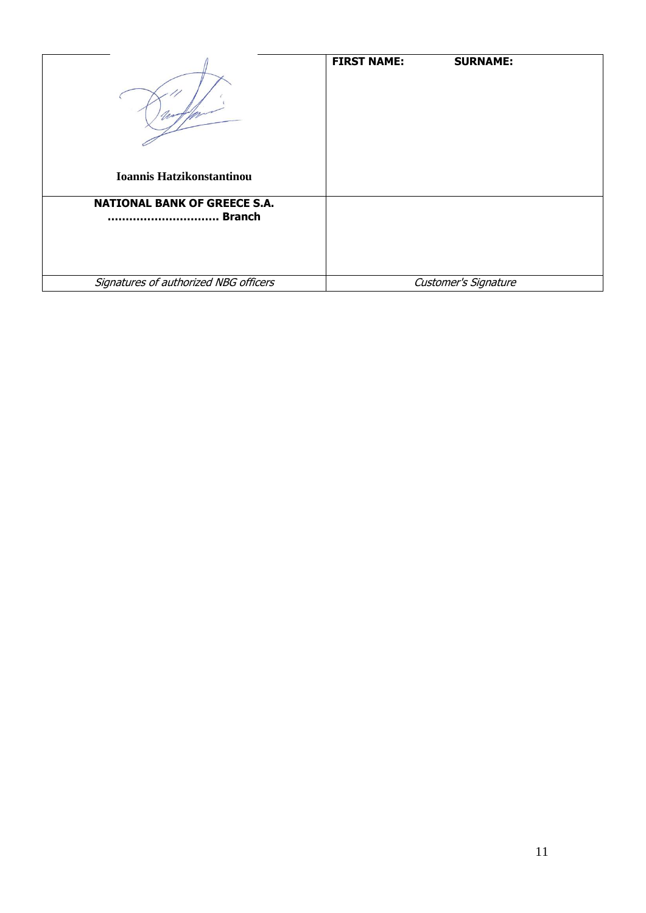| | |
|---|---|
| **Ioannis Hatzikonstantinou** | **FIRST NAME:** **SURNAME:** |
| **NATIONAL BANK OF GREECE S.A.** **………………………. Branch** | |
| *Signatures of authorized NBG officers* | *Customer's Signature* |